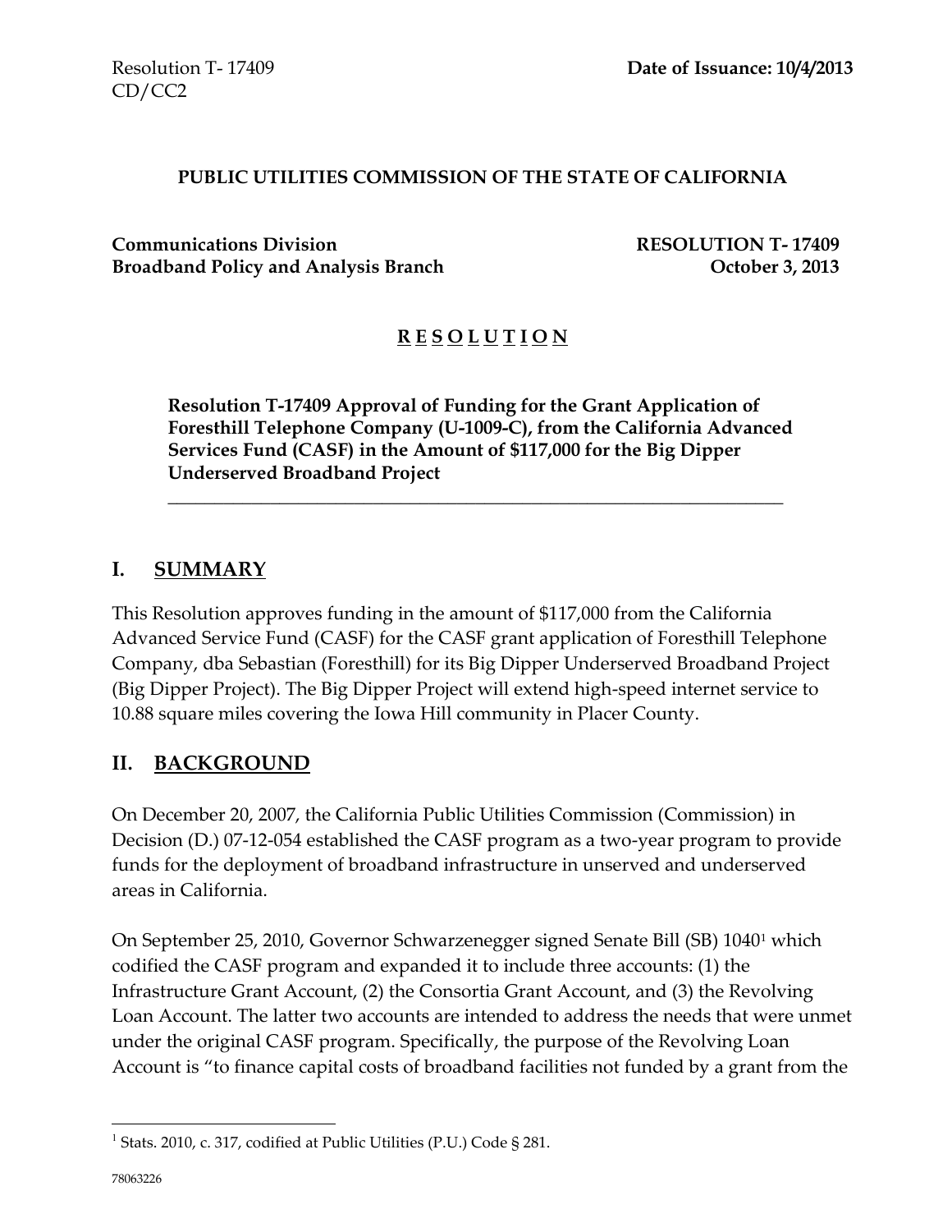Resolution T- 17409
CD/CC2

**Date of Issuance: 10/4/2013**

**PUBLIC UTILITIES COMMISSION OF THE STATE OF CALIFORNIA**

**Communications Division**
**Broadband Policy and Analysis Branch**

**RESOLUTION T- 17409**
**October 3, 2013**

# R E S O L U T I O N

**Resolution T-17409 Approval of Funding for the Grant Application of Foresthill Telephone Company (U-1009-C), from the California Advanced Services Fund (CASF) in the Amount of $117,000 for the Big Dipper Underserved Broadband Project**

## I. SUMMARY

This Resolution approves funding in the amount of $117,000 from the California Advanced Service Fund (CASF) for the CASF grant application of Foresthill Telephone Company, dba Sebastian (Foresthill) for its Big Dipper Underserved Broadband Project (Big Dipper Project). The Big Dipper Project will extend high-speed internet service to 10.88 square miles covering the Iowa Hill community in Placer County.

## II. BACKGROUND

On December 20, 2007, the California Public Utilities Commission (Commission) in Decision (D.) 07-12-054 established the CASF program as a two-year program to provide funds for the deployment of broadband infrastructure in unserved and underserved areas in California.

On September 25, 2010, Governor Schwarzenegger signed Senate Bill (SB) 1040[1] which codified the CASF program and expanded it to include three accounts: (1) the Infrastructure Grant Account, (2) the Consortia Grant Account, and (3) the Revolving Loan Account. The latter two accounts are intended to address the needs that were unmet under the original CASF program. Specifically, the purpose of the Revolving Loan Account is "to finance capital costs of broadband facilities not funded by a grant from the

[1] Stats. 2010, c. 317, codified at Public Utilities (P.U.) Code § 281.

78063226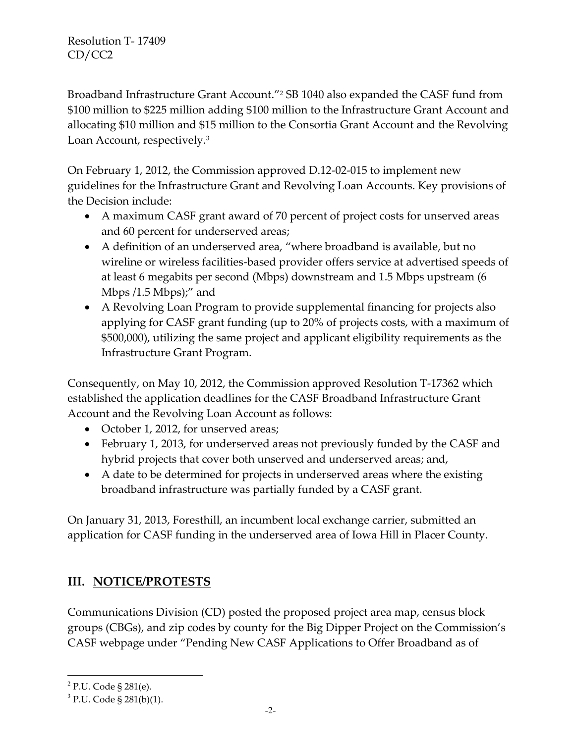Broadband Infrastructure Grant Account."[2] SB 1040 also expanded the CASF fund from $100 million to $225 million adding $100 million to the Infrastructure Grant Account and allocating $10 million and $15 million to the Consortia Grant Account and the Revolving Loan Account, respectively.[3]

On February 1, 2012, the Commission approved D.12-02-015 to implement new guidelines for the Infrastructure Grant and Revolving Loan Accounts. Key provisions of the Decision include:

- A maximum CASF grant award of 70 percent of project costs for unserved areas and 60 percent for underserved areas;
- A definition of an underserved area, "where broadband is available, but no wireline or wireless facilities-based provider offers service at advertised speeds of at least 6 megabits per second (Mbps) downstream and 1.5 Mbps upstream (6 Mbps /1.5 Mbps);" and
- A Revolving Loan Program to provide supplemental financing for projects also applying for CASF grant funding (up to 20% of projects costs, with a maximum of $500,000), utilizing the same project and applicant eligibility requirements as the Infrastructure Grant Program.

Consequently, on May 10, 2012, the Commission approved Resolution T-17362 which established the application deadlines for the CASF Broadband Infrastructure Grant Account and the Revolving Loan Account as follows:

- October 1, 2012, for unserved areas;
- February 1, 2013, for underserved areas not previously funded by the CASF and hybrid projects that cover both unserved and underserved areas; and,
- A date to be determined for projects in underserved areas where the existing broadband infrastructure was partially funded by a CASF grant.

On January 31, 2013, Foresthill, an incumbent local exchange carrier, submitted an application for CASF funding in the underserved area of Iowa Hill in Placer County.

## III. NOTICE/PROTESTS

Communications Division (CD) posted the proposed project area map, census block groups (CBGs), and zip codes by county for the Big Dipper Project on the Commission's CASF webpage under "Pending New CASF Applications to Offer Broadband as of

---

[2] P.U. Code § 281(e).

[3] P.U. Code § 281(b)(1).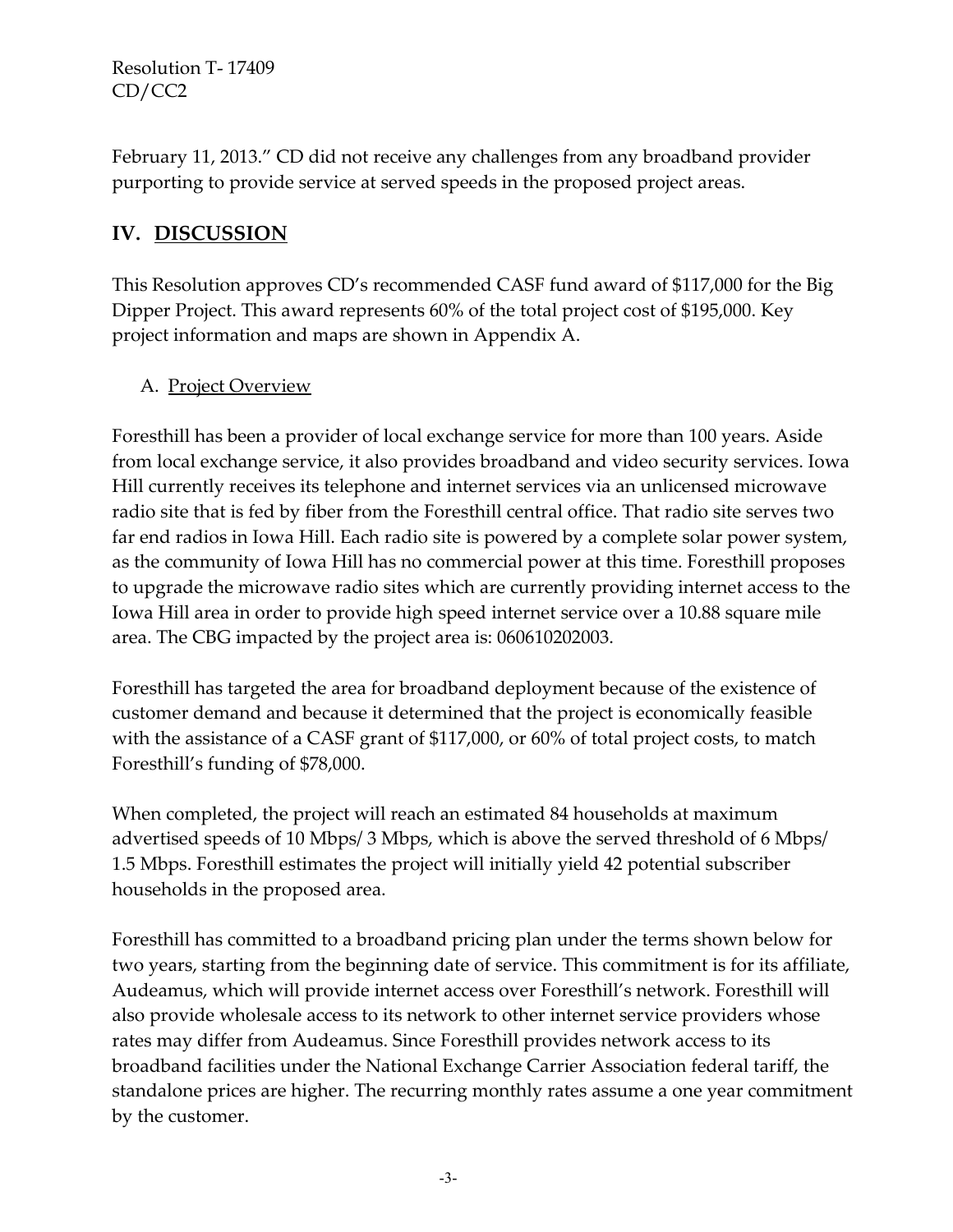February 11, 2013." CD did not receive any challenges from any broadband provider purporting to provide service at served speeds in the proposed project areas.

## IV. DISCUSSION

This Resolution approves CD's recommended CASF fund award of $117,000 for the Big Dipper Project. This award represents 60% of the total project cost of $195,000. Key project information and maps are shown in Appendix A.

### A. Project Overview

Foresthill has been a provider of local exchange service for more than 100 years. Aside from local exchange service, it also provides broadband and video security services. Iowa Hill currently receives its telephone and internet services via an unlicensed microwave radio site that is fed by fiber from the Foresthill central office. That radio site serves two far end radios in Iowa Hill. Each radio site is powered by a complete solar power system, as the community of Iowa Hill has no commercial power at this time. Foresthill proposes to upgrade the microwave radio sites which are currently providing internet access to the Iowa Hill area in order to provide high speed internet service over a 10.88 square mile area. The CBG impacted by the project area is: 060610202003.

Foresthill has targeted the area for broadband deployment because of the existence of customer demand and because it determined that the project is economically feasible with the assistance of a CASF grant of $117,000, or 60% of total project costs, to match Foresthill's funding of $78,000.

When completed, the project will reach an estimated 84 households at maximum advertised speeds of 10 Mbps/ 3 Mbps, which is above the served threshold of 6 Mbps/ 1.5 Mbps. Foresthill estimates the project will initially yield 42 potential subscriber households in the proposed area.

Foresthill has committed to a broadband pricing plan under the terms shown below for two years, starting from the beginning date of service. This commitment is for its affiliate, Audeamus, which will provide internet access over Foresthill's network. Foresthill will also provide wholesale access to its network to other internet service providers whose rates may differ from Audeamus. Since Foresthill provides network access to its broadband facilities under the National Exchange Carrier Association federal tariff, the standalone prices are higher. The recurring monthly rates assume a one year commitment by the customer.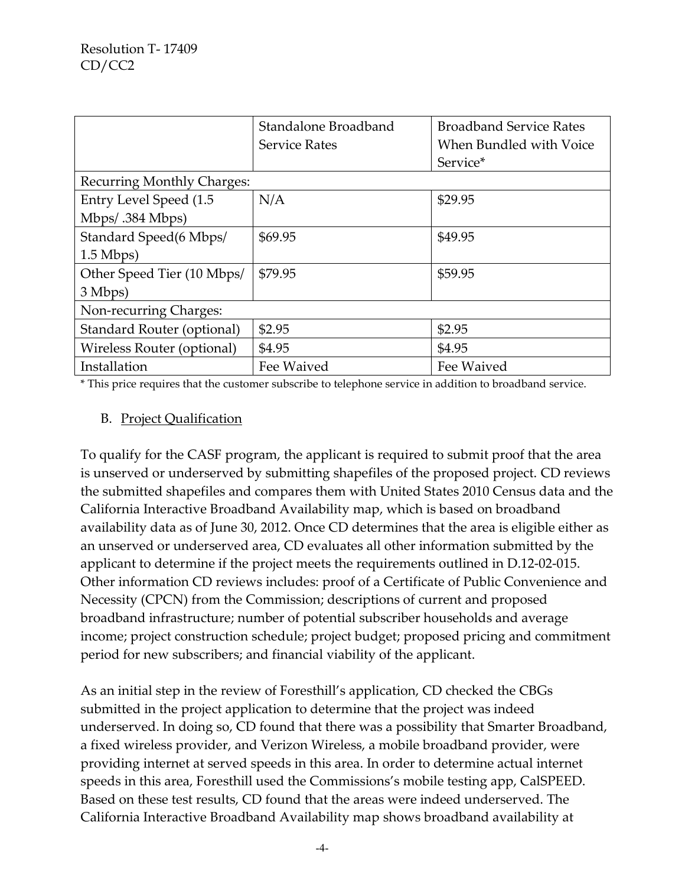| | Standalone Broadband Service Rates | Broadband Service Rates When Bundled with Voice Service* |
|---|---|---|
| Recurring Monthly Charges: | | |
| Entry Level Speed (1.5 Mbps/ .384 Mbps) | N/A | $29.95 |
| Standard Speed(6 Mbps/ 1.5 Mbps) | $69.95 | $49.95 |
| Other Speed Tier (10 Mbps/ 3 Mbps) | $79.95 | $59.95 |
| Non-recurring Charges: | | |
| Standard Router (optional) | $2.95 | $2.95 |
| Wireless Router (optional) | $4.95 | $4.95 |
| Installation | Fee Waived | Fee Waived |

* This price requires that the customer subscribe to telephone service in addition to broadband service.

B. Project Qualification

To qualify for the CASF program, the applicant is required to submit proof that the area is unserved or underserved by submitting shapefiles of the proposed project. CD reviews the submitted shapefiles and compares them with United States 2010 Census data and the California Interactive Broadband Availability map, which is based on broadband availability data as of June 30, 2012. Once CD determines that the area is eligible either as an unserved or underserved area, CD evaluates all other information submitted by the applicant to determine if the project meets the requirements outlined in D.12-02-015. Other information CD reviews includes: proof of a Certificate of Public Convenience and Necessity (CPCN) from the Commission; descriptions of current and proposed broadband infrastructure; number of potential subscriber households and average income; project construction schedule; project budget; proposed pricing and commitment period for new subscribers; and financial viability of the applicant.

As an initial step in the review of Foresthill's application, CD checked the CBGs submitted in the project application to determine that the project was indeed underserved. In doing so, CD found that there was a possibility that Smarter Broadband, a fixed wireless provider, and Verizon Wireless, a mobile broadband provider, were providing internet at served speeds in this area. In order to determine actual internet speeds in this area, Foresthill used the Commissions's mobile testing app, CalSPEED. Based on these test results, CD found that the areas were indeed underserved. The California Interactive Broadband Availability map shows broadband availability at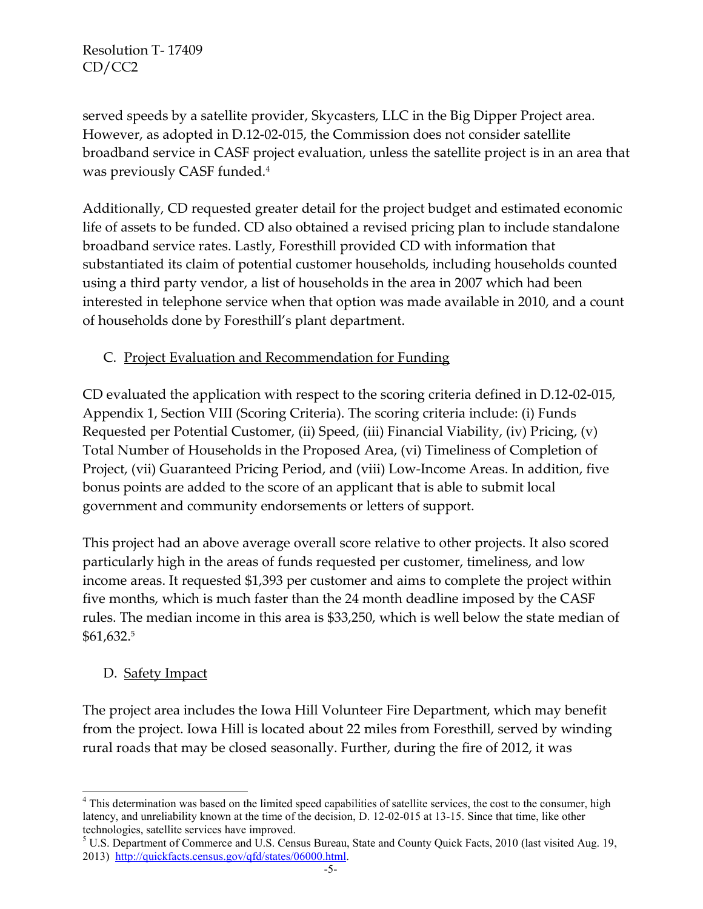served speeds by a satellite provider, Skycasters, LLC in the Big Dipper Project area. However, as adopted in D.12-02-015, the Commission does not consider satellite broadband service in CASF project evaluation, unless the satellite project is in an area that was previously CASF funded.[4]

Additionally, CD requested greater detail for the project budget and estimated economic life of assets to be funded. CD also obtained a revised pricing plan to include standalone broadband service rates. Lastly, Foresthill provided CD with information that substantiated its claim of potential customer households, including households counted using a third party vendor, a list of households in the area in 2007 which had been interested in telephone service when that option was made available in 2010, and a count of households done by Foresthill's plant department.

### C. Project Evaluation and Recommendation for Funding

CD evaluated the application with respect to the scoring criteria defined in D.12-02-015, Appendix 1, Section VIII (Scoring Criteria). The scoring criteria include: (i) Funds Requested per Potential Customer, (ii) Speed, (iii) Financial Viability, (iv) Pricing, (v) Total Number of Households in the Proposed Area, (vi) Timeliness of Completion of Project, (vii) Guaranteed Pricing Period, and (viii) Low-Income Areas. In addition, five bonus points are added to the score of an applicant that is able to submit local government and community endorsements or letters of support.

This project had an above average overall score relative to other projects. It also scored particularly high in the areas of funds requested per customer, timeliness, and low income areas. It requested $1,393 per customer and aims to complete the project within five months, which is much faster than the 24 month deadline imposed by the CASF rules. The median income in this area is $33,250, which is well below the state median of $61,632.[5]

### D. Safety Impact

The project area includes the Iowa Hill Volunteer Fire Department, which may benefit from the project. Iowa Hill is located about 22 miles from Foresthill, served by winding rural roads that may be closed seasonally. Further, during the fire of 2012, it was

---

[4] This determination was based on the limited speed capabilities of satellite services, the cost to the consumer, high latency, and unreliability known at the time of the decision, D. 12-02-015 at 13-15. Since that time, like other technologies, satellite services have improved.

[5] U.S. Department of Commerce and U.S. Census Bureau, State and County Quick Facts, 2010 (last visited Aug. 19, 2013) http://quickfacts.census.gov/qfd/states/06000.html.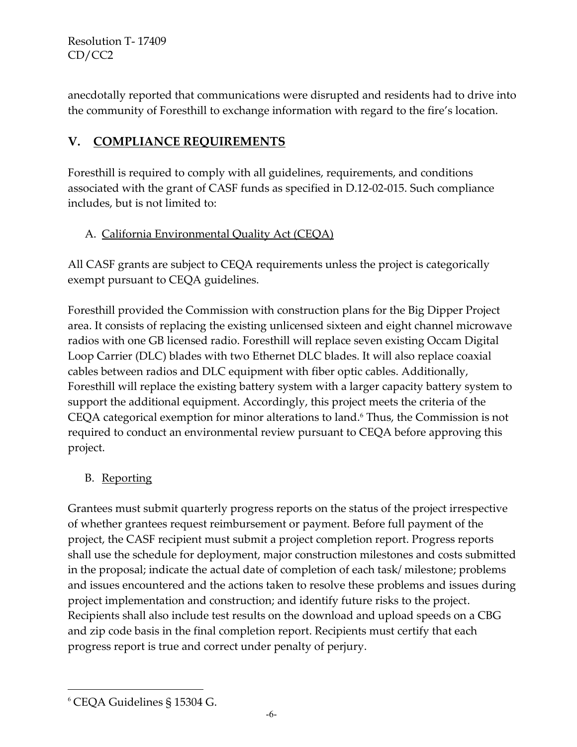anecdotally reported that communications were disrupted and residents had to drive into the community of Foresthill to exchange information with regard to the fire's location.

## V. COMPLIANCE REQUIREMENTS

Foresthill is required to comply with all guidelines, requirements, and conditions associated with the grant of CASF funds as specified in D.12-02-015. Such compliance includes, but is not limited to:

### A. California Environmental Quality Act (CEQA)

All CASF grants are subject to CEQA requirements unless the project is categorically exempt pursuant to CEQA guidelines.

Foresthill provided the Commission with construction plans for the Big Dipper Project area. It consists of replacing the existing unlicensed sixteen and eight channel microwave radios with one GB licensed radio. Foresthill will replace seven existing Occam Digital Loop Carrier (DLC) blades with two Ethernet DLC blades. It will also replace coaxial cables between radios and DLC equipment with fiber optic cables. Additionally, Foresthill will replace the existing battery system with a larger capacity battery system to support the additional equipment. Accordingly, this project meets the criteria of the CEQA categorical exemption for minor alterations to land.[6] Thus, the Commission is not required to conduct an environmental review pursuant to CEQA before approving this project.

### B. Reporting

Grantees must submit quarterly progress reports on the status of the project irrespective of whether grantees request reimbursement or payment. Before full payment of the project, the CASF recipient must submit a project completion report. Progress reports shall use the schedule for deployment, major construction milestones and costs submitted in the proposal; indicate the actual date of completion of each task/ milestone; problems and issues encountered and the actions taken to resolve these problems and issues during project implementation and construction; and identify future risks to the project. Recipients shall also include test results on the download and upload speeds on a CBG and zip code basis in the final completion report. Recipients must certify that each progress report is true and correct under penalty of perjury.

---

[6] CEQA Guidelines § 15304 G.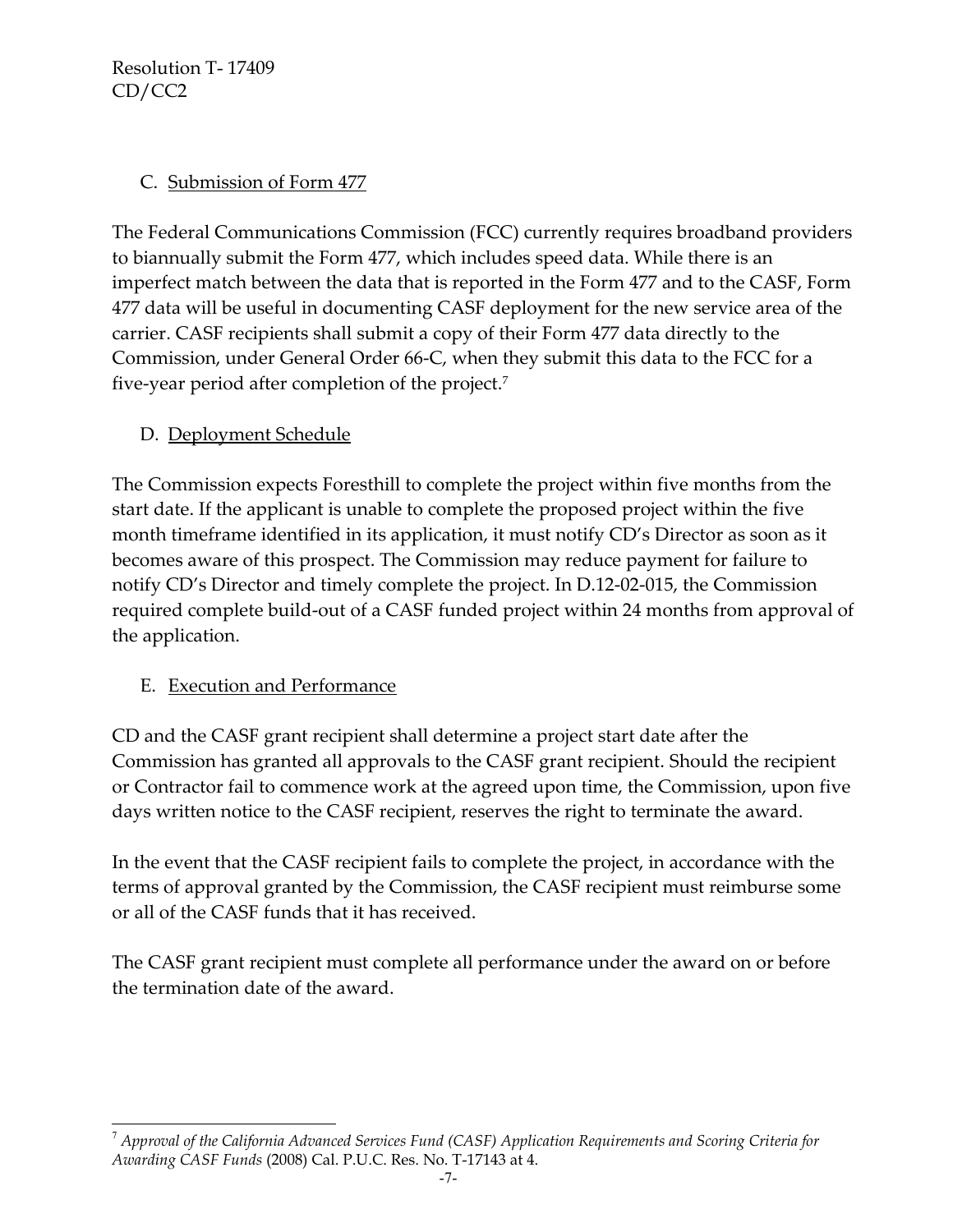### C. Submission of Form 477

The Federal Communications Commission (FCC) currently requires broadband providers to biannually submit the Form 477, which includes speed data. While there is an imperfect match between the data that is reported in the Form 477 and to the CASF, Form 477 data will be useful in documenting CASF deployment for the new service area of the carrier. CASF recipients shall submit a copy of their Form 477 data directly to the Commission, under General Order 66-C, when they submit this data to the FCC for a five-year period after completion of the project.[7]

### D. Deployment Schedule

The Commission expects Foresthill to complete the project within five months from the start date. If the applicant is unable to complete the proposed project within the five month timeframe identified in its application, it must notify CD's Director as soon as it becomes aware of this prospect. The Commission may reduce payment for failure to notify CD's Director and timely complete the project. In D.12-02-015, the Commission required complete build-out of a CASF funded project within 24 months from approval of the application.

### E. Execution and Performance

CD and the CASF grant recipient shall determine a project start date after the Commission has granted all approvals to the CASF grant recipient. Should the recipient or Contractor fail to commence work at the agreed upon time, the Commission, upon five days written notice to the CASF recipient, reserves the right to terminate the award.

In the event that the CASF recipient fails to complete the project, in accordance with the terms of approval granted by the Commission, the CASF recipient must reimburse some or all of the CASF funds that it has received.

The CASF grant recipient must complete all performance under the award on or before the termination date of the award.

---

[7] *Approval of the California Advanced Services Fund (CASF) Application Requirements and Scoring Criteria for Awarding CASF Funds* (2008) Cal. P.U.C. Res. No. T-17143 at 4.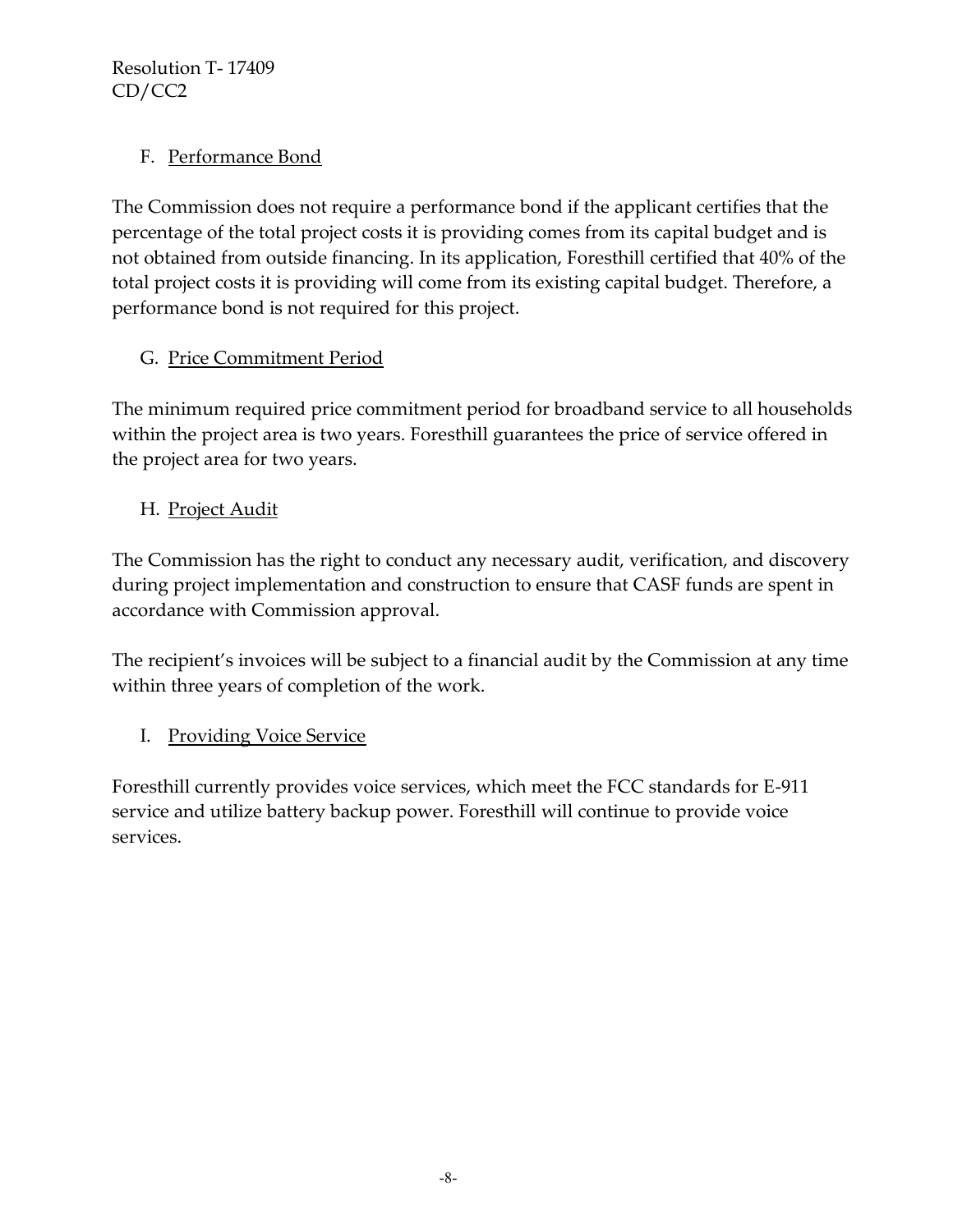## F. Performance Bond

The Commission does not require a performance bond if the applicant certifies that the percentage of the total project costs it is providing comes from its capital budget and is not obtained from outside financing. In its application, Foresthill certified that 40% of the total project costs it is providing will come from its existing capital budget. Therefore, a performance bond is not required for this project.

## G. Price Commitment Period

The minimum required price commitment period for broadband service to all households within the project area is two years. Foresthill guarantees the price of service offered in the project area for two years.

## H. Project Audit

The Commission has the right to conduct any necessary audit, verification, and discovery during project implementation and construction to ensure that CASF funds are spent in accordance with Commission approval.

The recipient's invoices will be subject to a financial audit by the Commission at any time within three years of completion of the work.

## I. Providing Voice Service

Foresthill currently provides voice services, which meet the FCC standards for E-911 service and utilize battery backup power. Foresthill will continue to provide voice services.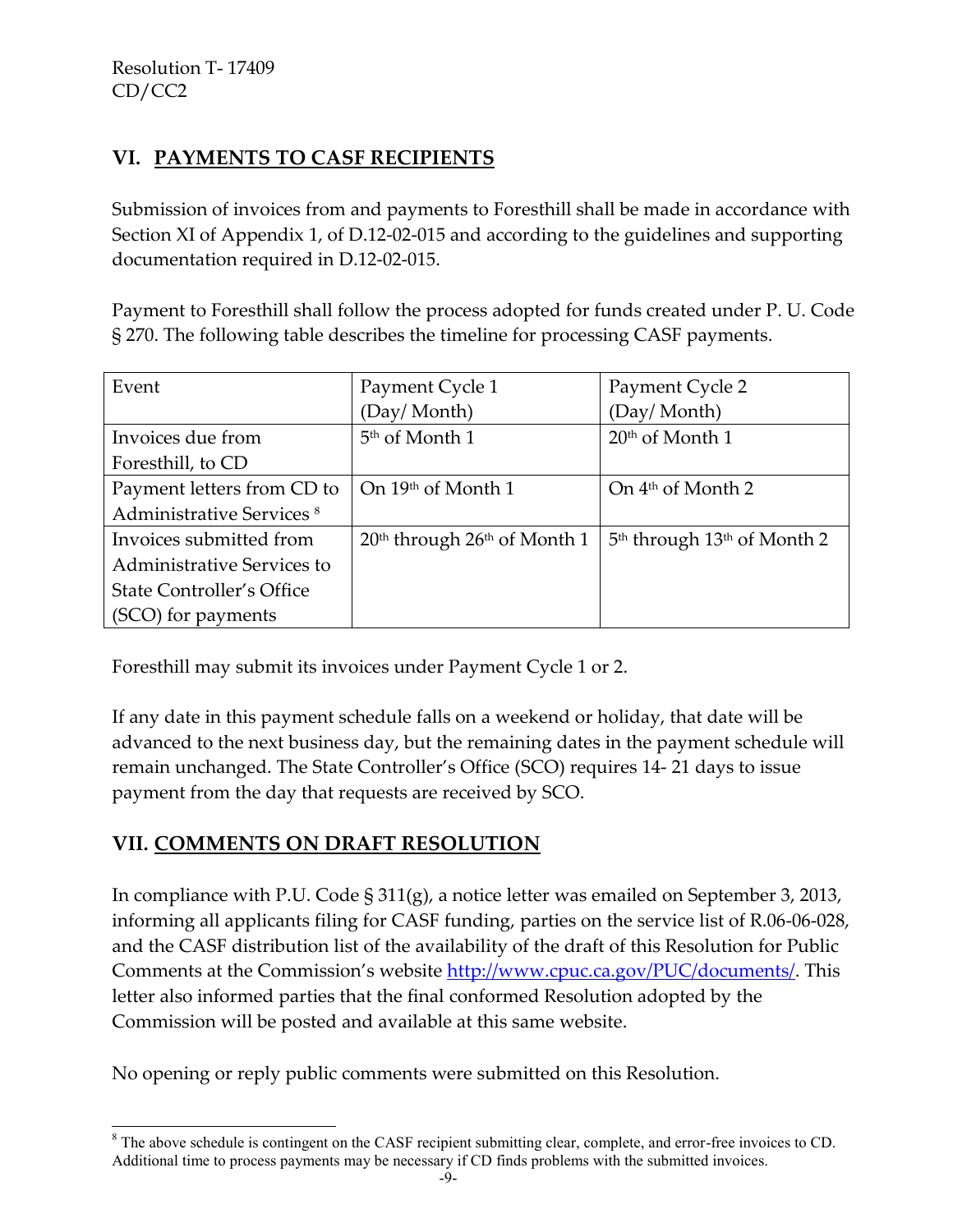## VI. PAYMENTS TO CASF RECIPIENTS

Submission of invoices from and payments to Foresthill shall be made in accordance with Section XI of Appendix 1, of D.12-02-015 and according to the guidelines and supporting documentation required in D.12-02-015.

Payment to Foresthill shall follow the process adopted for funds created under P. U. Code § 270. The following table describes the timeline for processing CASF payments.

| Event | Payment Cycle 1 (Day/ Month) | Payment Cycle 2 (Day/ Month) |
|---|---|---|
| Invoices due from Foresthill, to CD | 5th of Month 1 | 20th of Month 1 |
| Payment letters from CD to Administrative Services [8] | On 19th of Month 1 | On 4th of Month 2 |
| Invoices submitted from Administrative Services to State Controller's Office (SCO) for payments | 20th through 26th of Month 1 | 5th through 13th of Month 2 |

Foresthill may submit its invoices under Payment Cycle 1 or 2.

If any date in this payment schedule falls on a weekend or holiday, that date will be advanced to the next business day, but the remaining dates in the payment schedule will remain unchanged. The State Controller's Office (SCO) requires 14- 21 days to issue payment from the day that requests are received by SCO.

## VII. COMMENTS ON DRAFT RESOLUTION

In compliance with P.U. Code § 311(g), a notice letter was emailed on September 3, 2013, informing all applicants filing for CASF funding, parties on the service list of R.06-06-028, and the CASF distribution list of the availability of the draft of this Resolution for Public Comments at the Commission's website http://www.cpuc.ca.gov/PUC/documents/. This letter also informed parties that the final conformed Resolution adopted by the Commission will be posted and available at this same website.

No opening or reply public comments were submitted on this Resolution.

[8] The above schedule is contingent on the CASF recipient submitting clear, complete, and error-free invoices to CD. Additional time to process payments may be necessary if CD finds problems with the submitted invoices.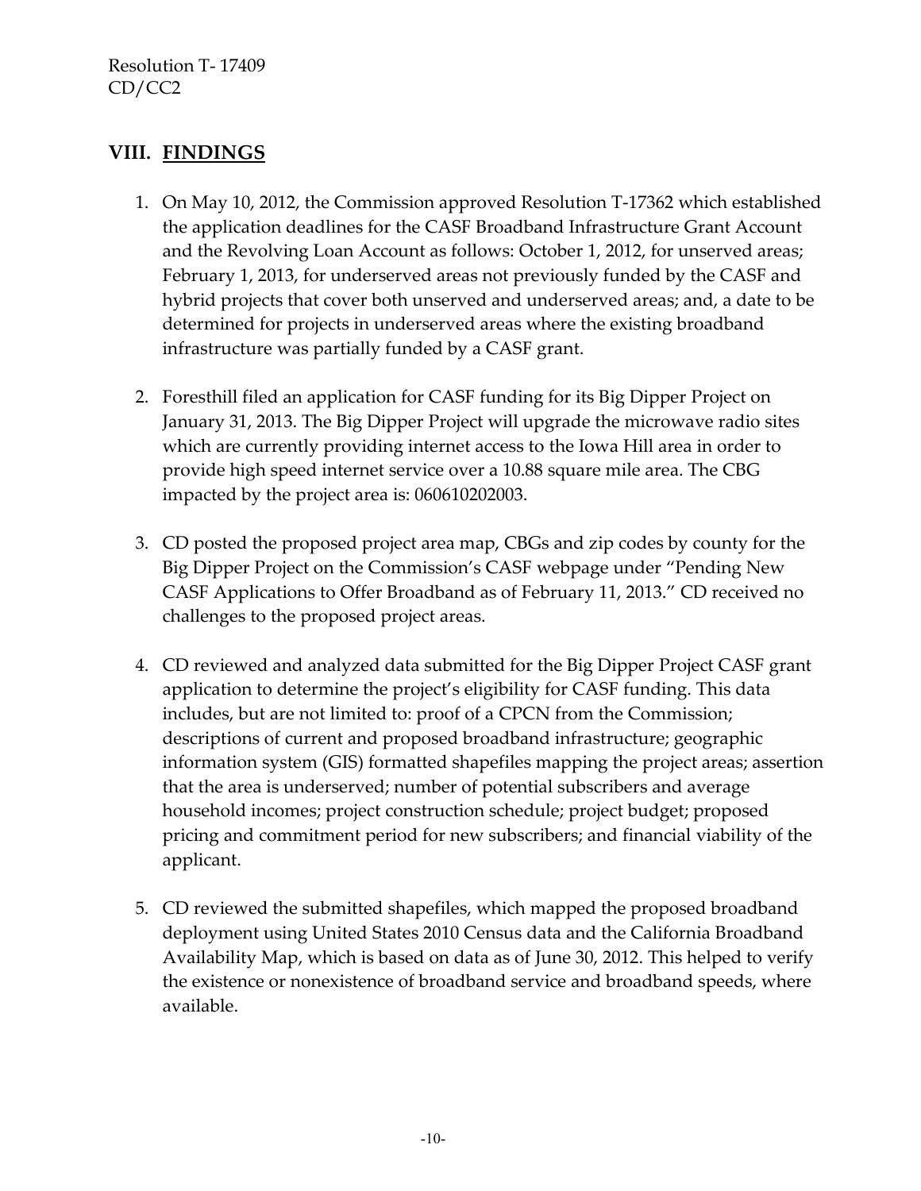## VIII. FINDINGS

1. On May 10, 2012, the Commission approved Resolution T-17362 which established the application deadlines for the CASF Broadband Infrastructure Grant Account and the Revolving Loan Account as follows: October 1, 2012, for unserved areas; February 1, 2013, for underserved areas not previously funded by the CASF and hybrid projects that cover both unserved and underserved areas; and, a date to be determined for projects in underserved areas where the existing broadband infrastructure was partially funded by a CASF grant.

2. Foresthill filed an application for CASF funding for its Big Dipper Project on January 31, 2013. The Big Dipper Project will upgrade the microwave radio sites which are currently providing internet access to the Iowa Hill area in order to provide high speed internet service over a 10.88 square mile area. The CBG impacted by the project area is: 060610202003.

3. CD posted the proposed project area map, CBGs and zip codes by county for the Big Dipper Project on the Commission's CASF webpage under "Pending New CASF Applications to Offer Broadband as of February 11, 2013." CD received no challenges to the proposed project areas.

4. CD reviewed and analyzed data submitted for the Big Dipper Project CASF grant application to determine the project's eligibility for CASF funding. This data includes, but are not limited to: proof of a CPCN from the Commission; descriptions of current and proposed broadband infrastructure; geographic information system (GIS) formatted shapefiles mapping the project areas; assertion that the area is underserved; number of potential subscribers and average household incomes; project construction schedule; project budget; proposed pricing and commitment period for new subscribers; and financial viability of the applicant.

5. CD reviewed the submitted shapefiles, which mapped the proposed broadband deployment using United States 2010 Census data and the California Broadband Availability Map, which is based on data as of June 30, 2012. This helped to verify the existence or nonexistence of broadband service and broadband speeds, where available.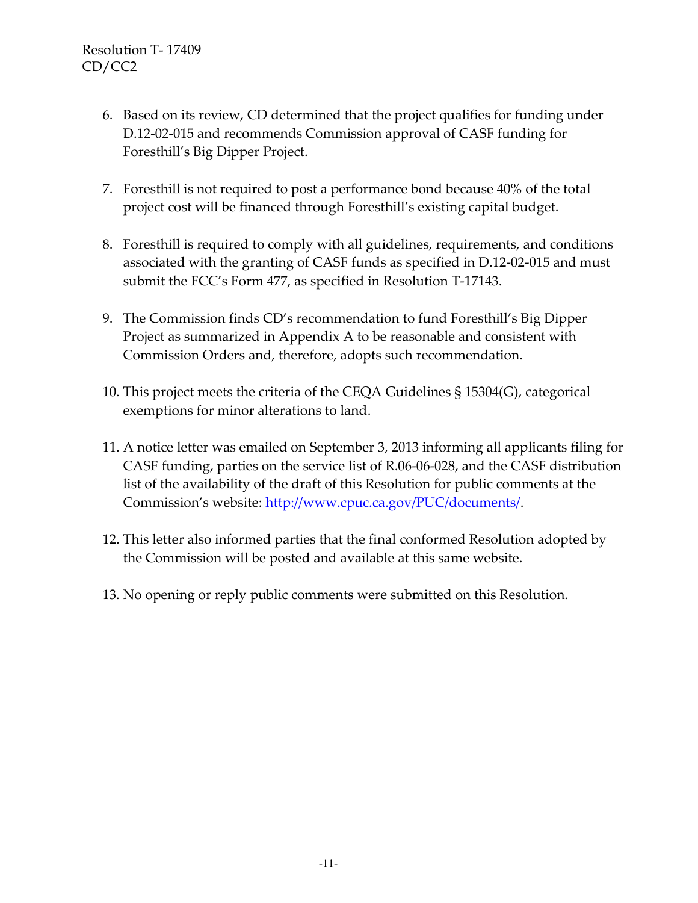6. Based on its review, CD determined that the project qualifies for funding under D.12-02-015 and recommends Commission approval of CASF funding for Foresthill's Big Dipper Project.

7. Foresthill is not required to post a performance bond because 40% of the total project cost will be financed through Foresthill's existing capital budget.

8. Foresthill is required to comply with all guidelines, requirements, and conditions associated with the granting of CASF funds as specified in D.12-02-015 and must submit the FCC's Form 477, as specified in Resolution T-17143.

9. The Commission finds CD's recommendation to fund Foresthill's Big Dipper Project as summarized in Appendix A to be reasonable and consistent with Commission Orders and, therefore, adopts such recommendation.

10. This project meets the criteria of the CEQA Guidelines § 15304(G), categorical exemptions for minor alterations to land.

11. A notice letter was emailed on September 3, 2013 informing all applicants filing for CASF funding, parties on the service list of R.06-06-028, and the CASF distribution list of the availability of the draft of this Resolution for public comments at the Commission's website: http://www.cpuc.ca.gov/PUC/documents/.

12. This letter also informed parties that the final conformed Resolution adopted by the Commission will be posted and available at this same website.

13. No opening or reply public comments were submitted on this Resolution.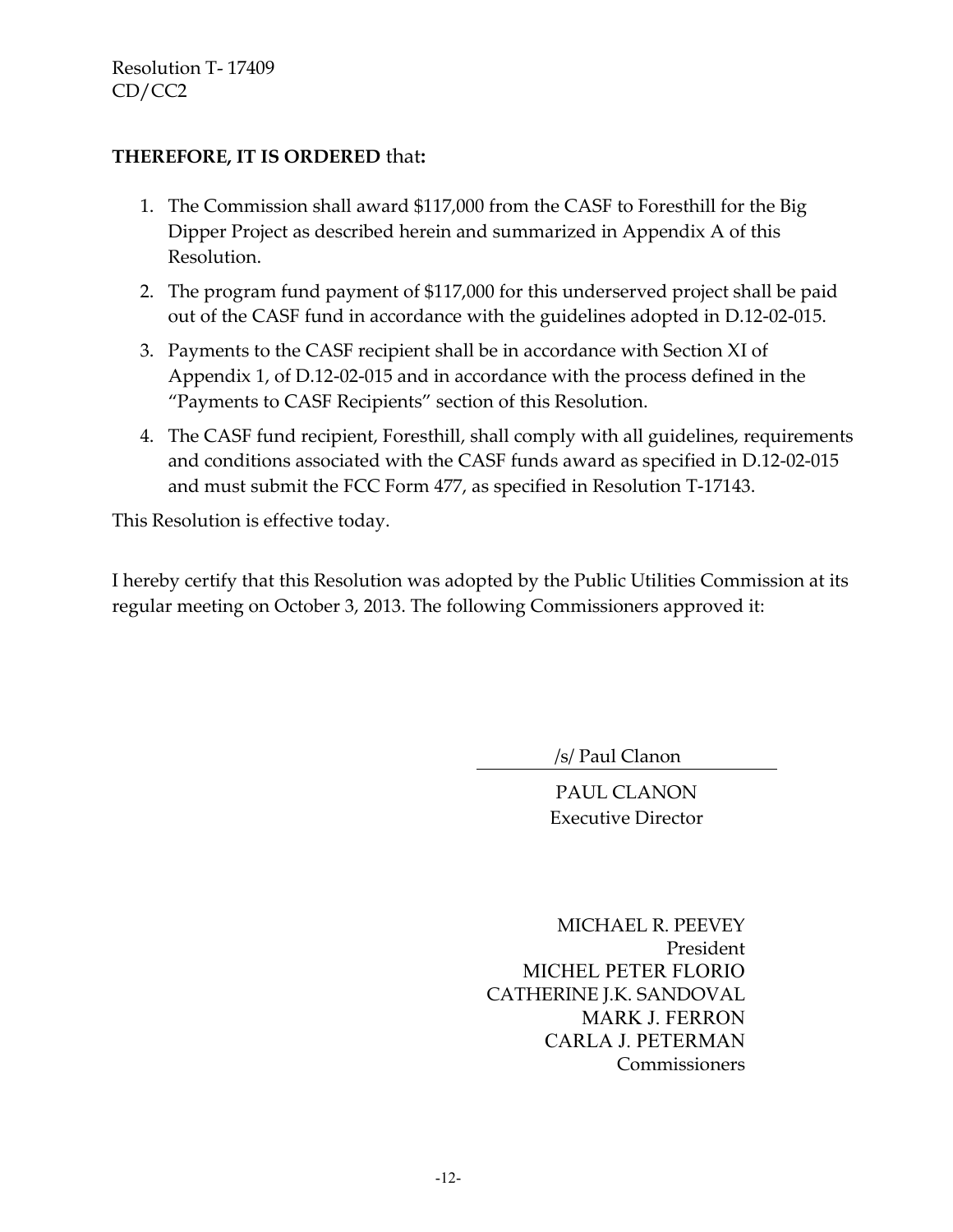**THEREFORE, IT IS ORDERED** that**:**

1. The Commission shall award $117,000 from the CASF to Foresthill for the Big Dipper Project as described herein and summarized in Appendix A of this Resolution.
2. The program fund payment of $117,000 for this underserved project shall be paid out of the CASF fund in accordance with the guidelines adopted in D.12-02-015.
3. Payments to the CASF recipient shall be in accordance with Section XI of Appendix 1, of D.12-02-015 and in accordance with the process defined in the "Payments to CASF Recipients" section of this Resolution.
4. The CASF fund recipient, Foresthill, shall comply with all guidelines, requirements and conditions associated with the CASF funds award as specified in D.12-02-015 and must submit the FCC Form 477, as specified in Resolution T-17143.

This Resolution is effective today.

I hereby certify that this Resolution was adopted by the Public Utilities Commission at its regular meeting on October 3, 2013. The following Commissioners approved it:

/s/ Paul Clanon

PAUL CLANON
Executive Director

MICHAEL R. PEEVEY
President
MICHEL PETER FLORIO
CATHERINE J.K. SANDOVAL
MARK J. FERRON
CARLA J. PETERMAN
Commissioners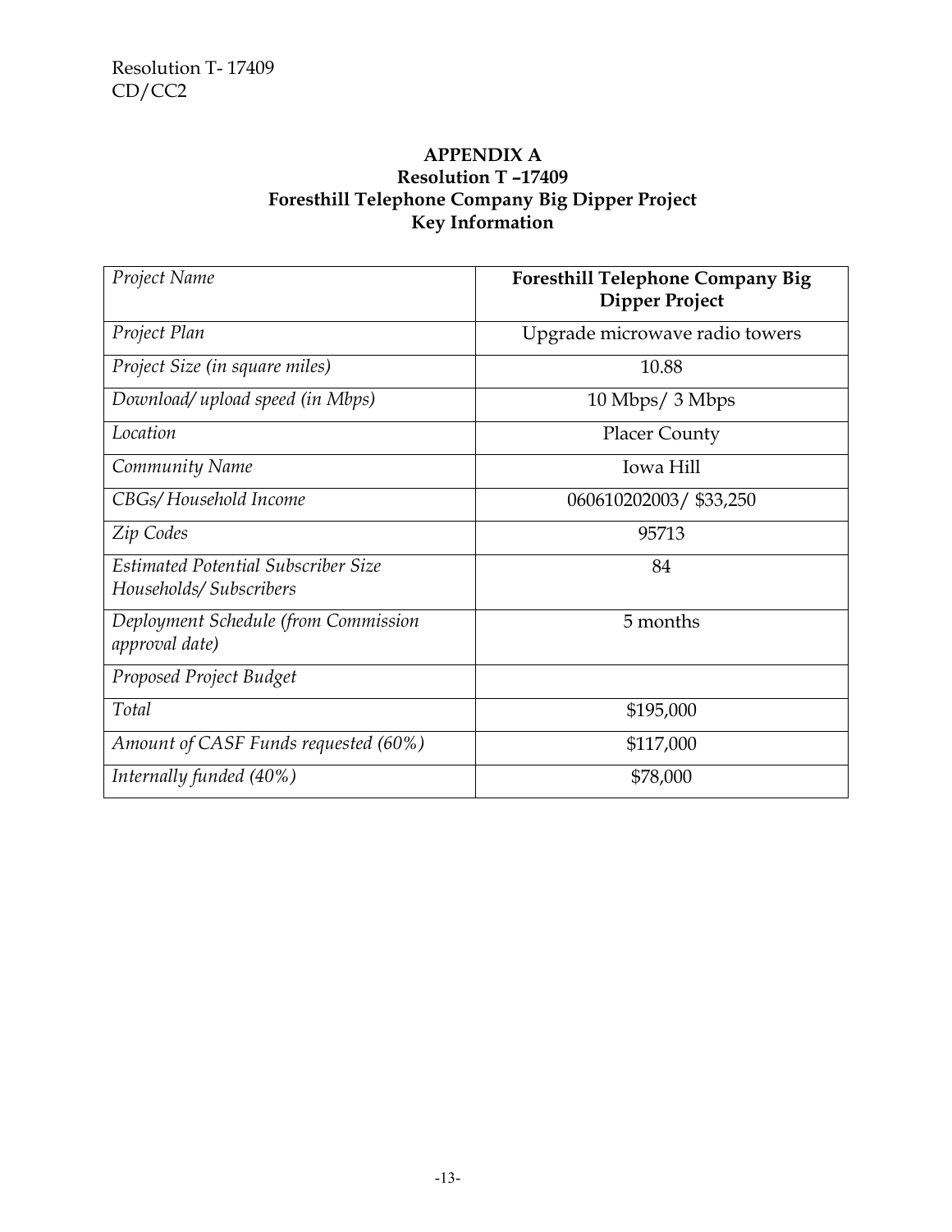**APPENDIX A**
**Resolution T –17409**
**Foresthill Telephone Company Big Dipper Project**
**Key Information**

| *Project Name* | **Foresthill Telephone Company Big Dipper Project** |
|---|---|
| *Project Plan* | Upgrade microwave radio towers |
| *Project Size (in square miles)* | 10.88 |
| *Download/ upload speed (in Mbps)* | 10 Mbps/ 3 Mbps |
| *Location* | Placer County |
| *Community Name* | Iowa Hill |
| *CBGs/ Household Income* | 060610202003/ $33,250 |
| *Zip Codes* | 95713 |
| *Estimated Potential Subscriber Size Households/ Subscribers* | 84 |
| *Deployment Schedule (from Commission approval date)* | 5 months |
| *Proposed Project Budget* | |
| *Total* | $195,000 |
| *Amount of CASF Funds requested (60%)* | $117,000 |
| *Internally funded (40%)* | $78,000 |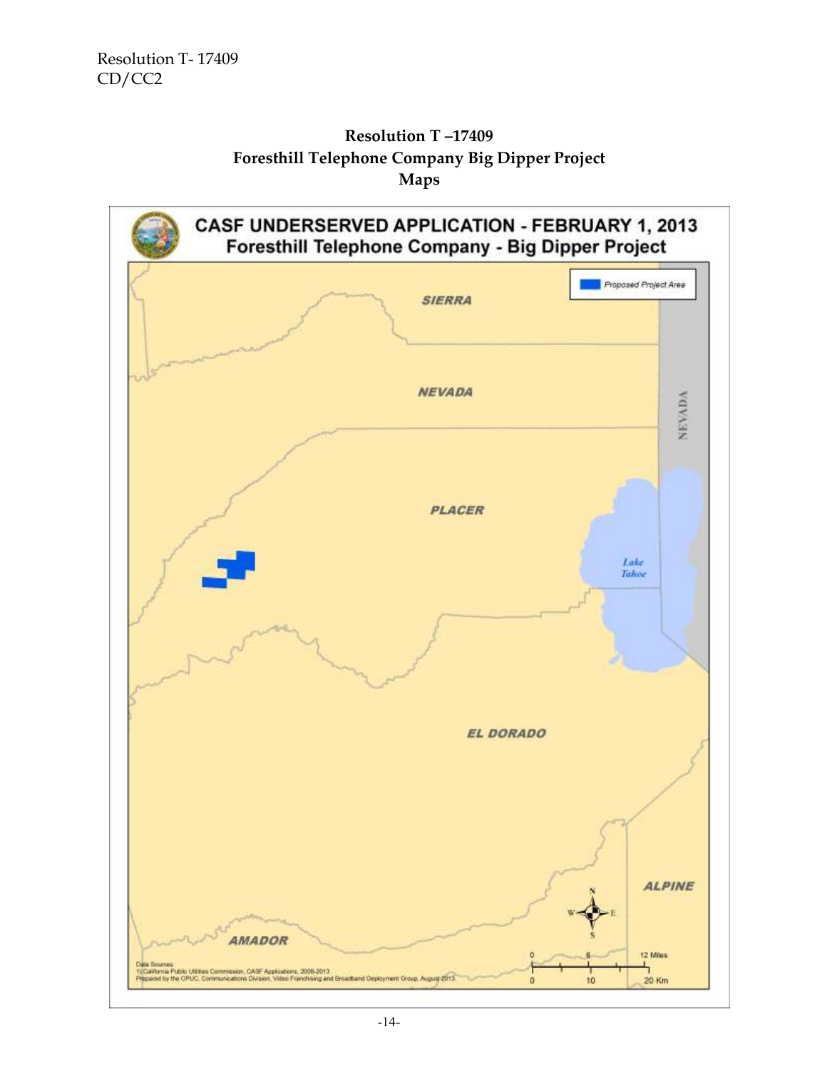**Resolution T –17409**
**Foresthill Telephone Company Big Dipper Project**
**Maps**

CASF UNDERSERVED APPLICATION - FEBRUARY 1, 2013
Foresthill Telephone Company - Big Dipper Project

Proposed Project Area

SIERRA

NEVADA

NEVADA

PLACER

Lake Tahoe

EL DORADO

ALPINE

AMADOR

Data Sources
1) California Public Utilities Commission, CASF Applications, 2008-2013
Prepared by the CPUC, Communications Division, Video Franchising and Broadband Deployment Group, August 2013.

0 6 12 Miles
0 10 20 Km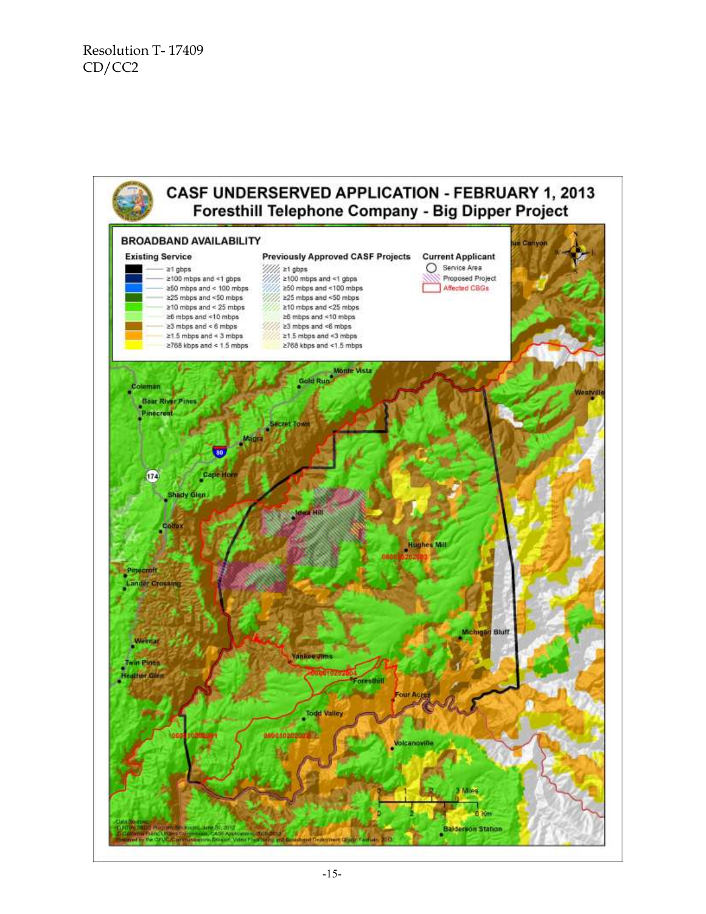CASF UNDERSERVED APPLICATION - FEBRUARY 1, 2013

Foresthill Telephone Company - Big Dipper Project

BROADBAND AVAILABILITY

Existing Service

≥1 gbps

≥100 mbps and <1 gbps

≥50 mbps and < 100 mbps

≥25 mbps and <50 mbps

≥10 mbps and < 25 mbps

≥6 mbps and <10 mbps

≥3 mbps and < 6 mbps

≥1.5 mbps and < 3 mbps

≥768 kbps and < 1.5 mbps

Previously Approved CASF Projects

≥1 gbps

≥100 mbps and <1 gbps

≥50 mbps and <100 mbps

≥25 mbps and <50 mbps

≥10 mbps and <25 mbps

≥6 mbps and <10 mbps

≥3 mbps and <6 mbps

≥1.5 mbps and <3 mbps

≥768 kbps and <1.5 mbps

Current Applicant

Service Area

Proposed Project

Affected CBGs

Monte Vista

Gold Run

Coleman

Bear River Pines

Pinecrest

Secret Town

Magra

80

174

Cape Horn

Shady Glen

Iowa Hill

Colfax

Hughes Mill

060610202003

Pinecroft

Lander Crossing

Weimar

Michigan Bluff

Yankee Jims

Twin Pines

Heather Glen

060610202004

Foresthill

Four Acres

Todd Valley

060610202001

060610202002

Volcanoville

Westville

0 1 2 3 Miles

0 2 4 6 Km

Balderson Station

Data Sources:

1) NTIA SBDD Program, 5th Round, June 30, 2012

2) California Public Utilities Commission, CASF Applications, 2008-2013

Prepared by the CPUC Communications Division, Video Franchising and Broadband Deployment Group, February 2013